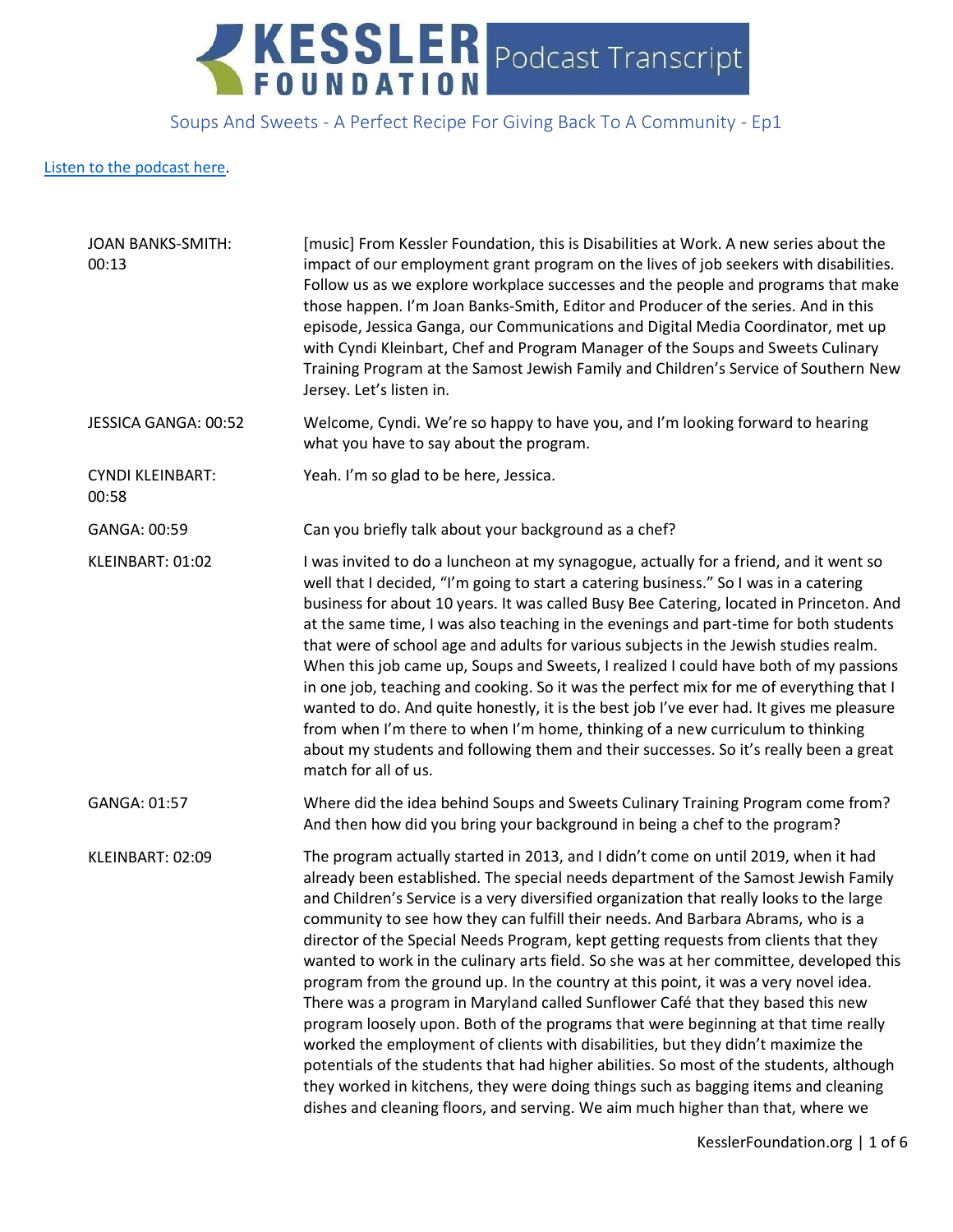# KESSLER FOUNDATION Podcast Transcript

## Soups And Sweets - A Perfect Recipe For Giving Back To A Community - Ep1

[Listen to the podcast here](#).

| | |
|---|---|
| JOAN BANKS-SMITH: 00:13 | [music] From Kessler Foundation, this is Disabilities at Work. A new series about the impact of our employment grant program on the lives of job seekers with disabilities. Follow us as we explore workplace successes and the people and programs that make those happen. I'm Joan Banks-Smith, Editor and Producer of the series. And in this episode, Jessica Ganga, our Communications and Digital Media Coordinator, met up with Cyndi Kleinbart, Chef and Program Manager of the Soups and Sweets Culinary Training Program at the Samost Jewish Family and Children's Service of Southern New Jersey. Let's listen in. |
| JESSICA GANGA: 00:52 | Welcome, Cyndi. We're so happy to have you, and I'm looking forward to hearing what you have to say about the program. |
| CYNDI KLEINBART: 00:58 | Yeah. I'm so glad to be here, Jessica. |
| GANGA: 00:59 | Can you briefly talk about your background as a chef? |
| KLEINBART: 01:02 | I was invited to do a luncheon at my synagogue, actually for a friend, and it went so well that I decided, "I'm going to start a catering business." So I was in a catering business for about 10 years. It was called Busy Bee Catering, located in Princeton. And at the same time, I was also teaching in the evenings and part-time for both students that were of school age and adults for various subjects in the Jewish studies realm. When this job came up, Soups and Sweets, I realized I could have both of my passions in one job, teaching and cooking. So it was the perfect mix for me of everything that I wanted to do. And quite honestly, it is the best job I've ever had. It gives me pleasure from when I'm there to when I'm home, thinking of a new curriculum to thinking about my students and following them and their successes. So it's really been a great match for all of us. |
| GANGA: 01:57 | Where did the idea behind Soups and Sweets Culinary Training Program come from? And then how did you bring your background in being a chef to the program? |
| KLEINBART: 02:09 | The program actually started in 2013, and I didn't come on until 2019, when it had already been established. The special needs department of the Samost Jewish Family and Children's Service is a very diversified organization that really looks to the large community to see how they can fulfill their needs. And Barbara Abrams, who is a director of the Special Needs Program, kept getting requests from clients that they wanted to work in the culinary arts field. So she was at her committee, developed this program from the ground up. In the country at this point, it was a very novel idea. There was a program in Maryland called Sunflower Café that they based this new program loosely upon. Both of the programs that were beginning at that time really worked the employment of clients with disabilities, but they didn't maximize the potentials of the students that had higher abilities. So most of the students, although they worked in kitchens, they were doing things such as bagging items and cleaning dishes and cleaning floors, and serving. We aim much higher than that, where we |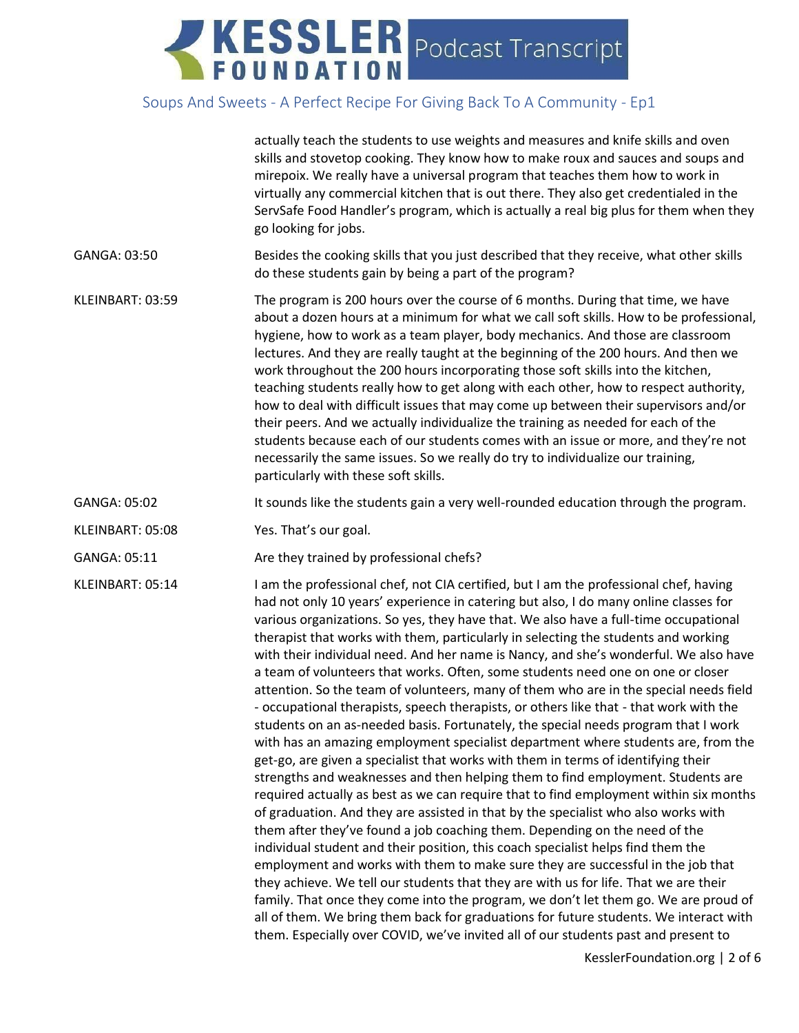actually teach the students to use weights and measures and knife skills and oven skills and stovetop cooking. They know how to make roux and sauces and soups and mirepoix. We really have a universal program that teaches them how to work in virtually any commercial kitchen that is out there. They also get credentialed in the ServSafe Food Handler's program, which is actually a real big plus for them when they go looking for jobs.

**GANGA: 03:50** Besides the cooking skills that you just described that they receive, what other skills do these students gain by being a part of the program?

**KLEINBART: 03:59** The program is 200 hours over the course of 6 months. During that time, we have about a dozen hours at a minimum for what we call soft skills. How to be professional, hygiene, how to work as a team player, body mechanics. And those are classroom lectures. And they are really taught at the beginning of the 200 hours. And then we work throughout the 200 hours incorporating those soft skills into the kitchen, teaching students really how to get along with each other, how to respect authority, how to deal with difficult issues that may come up between their supervisors and/or their peers. And we actually individualize the training as needed for each of the students because each of our students comes with an issue or more, and they're not necessarily the same issues. So we really do try to individualize our training, particularly with these soft skills.

**GANGA: 05:02** It sounds like the students gain a very well-rounded education through the program.

**KLEINBART: 05:08** Yes. That's our goal.

**GANGA: 05:11** Are they trained by professional chefs?

**KLEINBART: 05:14** I am the professional chef, not CIA certified, but I am the professional chef, having had not only 10 years' experience in catering but also, I do many online classes for various organizations. So yes, they have that. We also have a full-time occupational therapist that works with them, particularly in selecting the students and working with their individual need. And her name is Nancy, and she's wonderful. We also have a team of volunteers that works. Often, some students need one on one or closer attention. So the team of volunteers, many of them who are in the special needs field - occupational therapists, speech therapists, or others like that - that work with the students on an as-needed basis. Fortunately, the special needs program that I work with has an amazing employment specialist department where students are, from the get-go, are given a specialist that works with them in terms of identifying their strengths and weaknesses and then helping them to find employment. Students are required actually as best as we can require that to find employment within six months of graduation. And they are assisted in that by the specialist who also works with them after they've found a job coaching them. Depending on the need of the individual student and their position, this coach specialist helps find them the employment and works with them to make sure they are successful in the job that they achieve. We tell our students that they are with us for life. That we are their family. That once they come into the program, we don't let them go. We are proud of all of them. We bring them back for graduations for future students. We interact with them. Especially over COVID, we've invited all of our students past and present to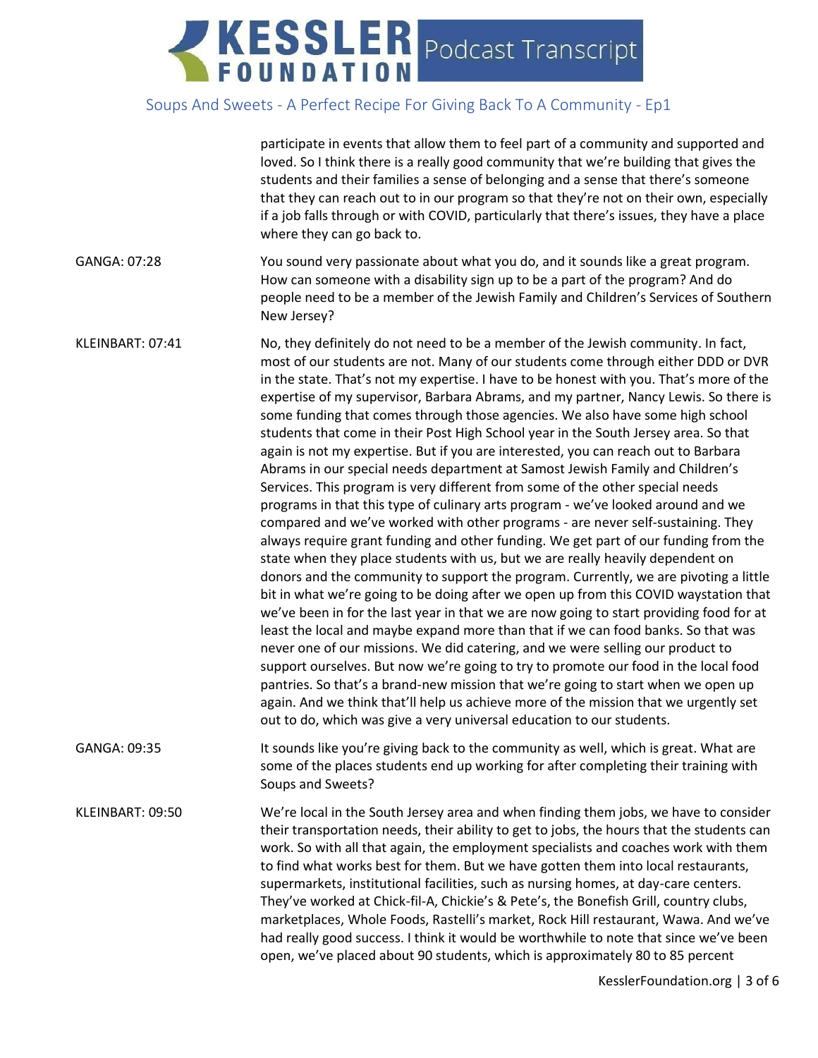participate in events that allow them to feel part of a community and supported and loved. So I think there is a really good community that we're building that gives the students and their families a sense of belonging and a sense that there's someone that they can reach out to in our program so that they're not on their own, especially if a job falls through or with COVID, particularly that there's issues, they have a place where they can go back to.

GANGA: 07:28 You sound very passionate about what you do, and it sounds like a great program. How can someone with a disability sign up to be a part of the program? And do people need to be a member of the Jewish Family and Children's Services of Southern New Jersey?

KLEINBART: 07:41 No, they definitely do not need to be a member of the Jewish community. In fact, most of our students are not. Many of our students come through either DDD or DVR in the state. That's not my expertise. I have to be honest with you. That's more of the expertise of my supervisor, Barbara Abrams, and my partner, Nancy Lewis. So there is some funding that comes through those agencies. We also have some high school students that come in their Post High School year in the South Jersey area. So that again is not my expertise. But if you are interested, you can reach out to Barbara Abrams in our special needs department at Samost Jewish Family and Children's Services. This program is very different from some of the other special needs programs in that this type of culinary arts program - we've looked around and we compared and we've worked with other programs - are never self-sustaining. They always require grant funding and other funding. We get part of our funding from the state when they place students with us, but we are really heavily dependent on donors and the community to support the program. Currently, we are pivoting a little bit in what we're going to be doing after we open up from this COVID waystation that we've been in for the last year in that we are now going to start providing food for at least the local and maybe expand more than that if we can food banks. So that was never one of our missions. We did catering, and we were selling our product to support ourselves. But now we're going to try to promote our food in the local food pantries. So that's a brand-new mission that we're going to start when we open up again. And we think that'll help us achieve more of the mission that we urgently set out to do, which was give a very universal education to our students.

GANGA: 09:35 It sounds like you're giving back to the community as well, which is great. What are some of the places students end up working for after completing their training with Soups and Sweets?

KLEINBART: 09:50 We're local in the South Jersey area and when finding them jobs, we have to consider their transportation needs, their ability to get to jobs, the hours that the students can work. So with all that again, the employment specialists and coaches work with them to find what works best for them. But we have gotten them into local restaurants, supermarkets, institutional facilities, such as nursing homes, at day-care centers. They've worked at Chick-fil-A, Chickie's & Pete's, the Bonefish Grill, country clubs, marketplaces, Whole Foods, Rastelli's market, Rock Hill restaurant, Wawa. And we've had really good success. I think it would be worthwhile to note that since we've been open, we've placed about 90 students, which is approximately 80 to 85 percent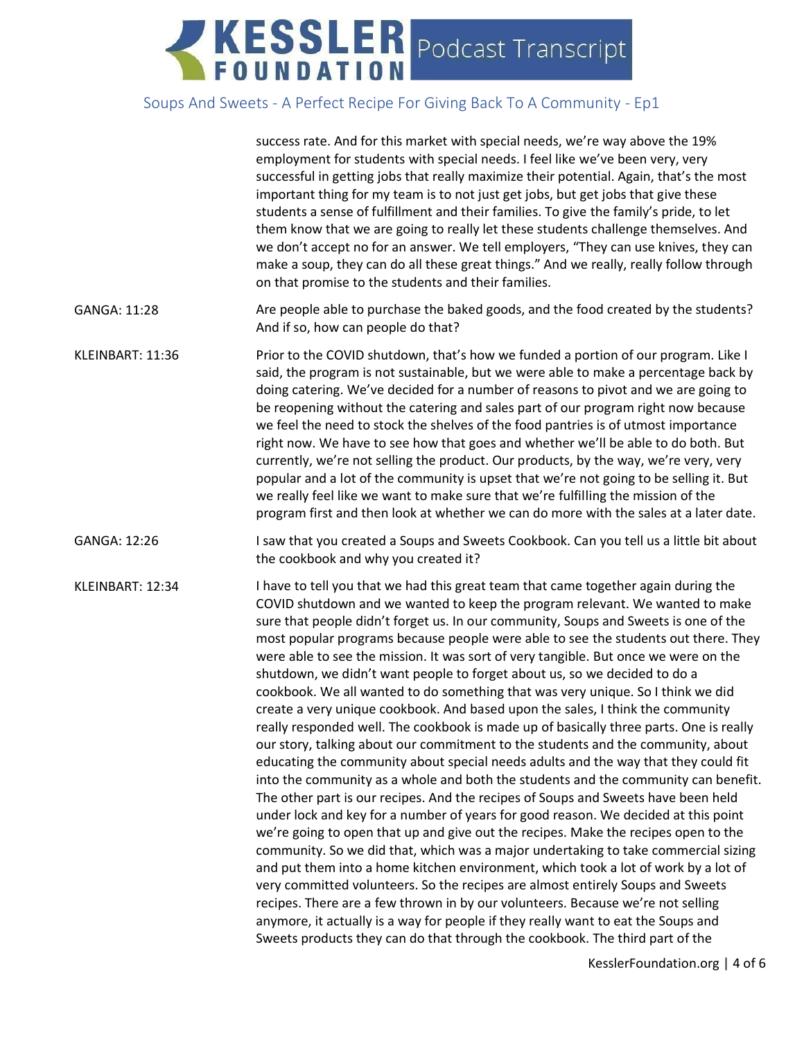success rate. And for this market with special needs, we're way above the 19% employment for students with special needs. I feel like we've been very, very successful in getting jobs that really maximize their potential. Again, that's the most important thing for my team is to not just get jobs, but get jobs that give these students a sense of fulfillment and their families. To give the family's pride, to let them know that we are going to really let these students challenge themselves. And we don't accept no for an answer. We tell employers, "They can use knives, they can make a soup, they can do all these great things." And we really, really follow through on that promise to the students and their families.

GANGA: 11:28 Are people able to purchase the baked goods, and the food created by the students? And if so, how can people do that?

KLEINBART: 11:36 Prior to the COVID shutdown, that's how we funded a portion of our program. Like I said, the program is not sustainable, but we were able to make a percentage back by doing catering. We've decided for a number of reasons to pivot and we are going to be reopening without the catering and sales part of our program right now because we feel the need to stock the shelves of the food pantries is of utmost importance right now. We have to see how that goes and whether we'll be able to do both. But currently, we're not selling the product. Our products, by the way, we're very, very popular and a lot of the community is upset that we're not going to be selling it. But we really feel like we want to make sure that we're fulfilling the mission of the program first and then look at whether we can do more with the sales at a later date.

GANGA: 12:26 I saw that you created a Soups and Sweets Cookbook. Can you tell us a little bit about the cookbook and why you created it?

KLEINBART: 12:34 I have to tell you that we had this great team that came together again during the COVID shutdown and we wanted to keep the program relevant. We wanted to make sure that people didn't forget us. In our community, Soups and Sweets is one of the most popular programs because people were able to see the students out there. They were able to see the mission. It was sort of very tangible. But once we were on the shutdown, we didn't want people to forget about us, so we decided to do a cookbook. We all wanted to do something that was very unique. So I think we did create a very unique cookbook. And based upon the sales, I think the community really responded well. The cookbook is made up of basically three parts. One is really our story, talking about our commitment to the students and the community, about educating the community about special needs adults and the way that they could fit into the community as a whole and both the students and the community can benefit. The other part is our recipes. And the recipes of Soups and Sweets have been held under lock and key for a number of years for good reason. We decided at this point we're going to open that up and give out the recipes. Make the recipes open to the community. So we did that, which was a major undertaking to take commercial sizing and put them into a home kitchen environment, which took a lot of work by a lot of very committed volunteers. So the recipes are almost entirely Soups and Sweets recipes. There are a few thrown in by our volunteers. Because we're not selling anymore, it actually is a way for people if they really want to eat the Soups and Sweets products they can do that through the cookbook. The third part of the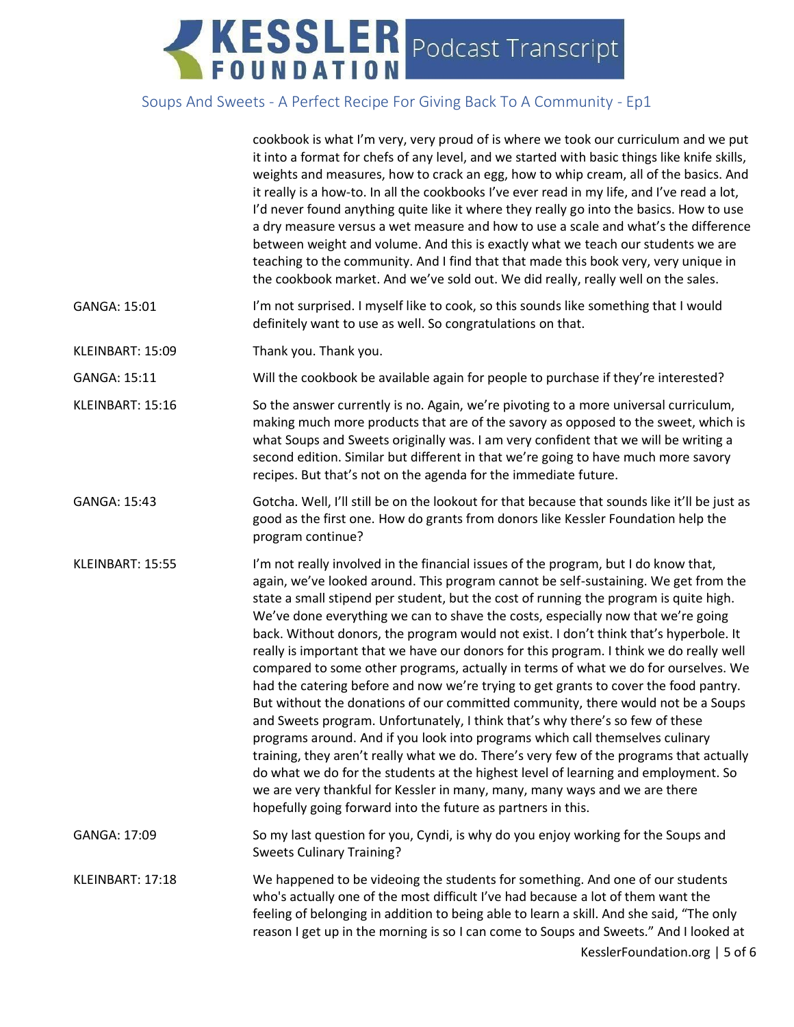cookbook is what I'm very, very proud of is where we took our curriculum and we put it into a format for chefs of any level, and we started with basic things like knife skills, weights and measures, how to crack an egg, how to whip cream, all of the basics. And it really is a how-to. In all the cookbooks I've ever read in my life, and I've read a lot, I'd never found anything quite like it where they really go into the basics. How to use a dry measure versus a wet measure and how to use a scale and what's the difference between weight and volume. And this is exactly what we teach our students we are teaching to the community. And I find that that made this book very, very unique in the cookbook market. And we've sold out. We did really, really well on the sales.

GANGA: 15:01 I'm not surprised. I myself like to cook, so this sounds like something that I would definitely want to use as well. So congratulations on that.

KLEINBART: 15:09 Thank you. Thank you.

GANGA: 15:11 Will the cookbook be available again for people to purchase if they're interested?

KLEINBART: 15:16 So the answer currently is no. Again, we're pivoting to a more universal curriculum, making much more products that are of the savory as opposed to the sweet, which is what Soups and Sweets originally was. I am very confident that we will be writing a second edition. Similar but different in that we're going to have much more savory recipes. But that's not on the agenda for the immediate future.

GANGA: 15:43 Gotcha. Well, I'll still be on the lookout for that because that sounds like it'll be just as good as the first one. How do grants from donors like Kessler Foundation help the program continue?

KLEINBART: 15:55 I'm not really involved in the financial issues of the program, but I do know that, again, we've looked around. This program cannot be self-sustaining. We get from the state a small stipend per student, but the cost of running the program is quite high. We've done everything we can to shave the costs, especially now that we're going back. Without donors, the program would not exist. I don't think that's hyperbole. It really is important that we have our donors for this program. I think we do really well compared to some other programs, actually in terms of what we do for ourselves. We had the catering before and now we're trying to get grants to cover the food pantry. But without the donations of our committed community, there would not be a Soups and Sweets program. Unfortunately, I think that's why there's so few of these programs around. And if you look into programs which call themselves culinary training, they aren't really what we do. There's very few of the programs that actually do what we do for the students at the highest level of learning and employment. So we are very thankful for Kessler in many, many, many ways and we are there hopefully going forward into the future as partners in this.

GANGA: 17:09 So my last question for you, Cyndi, is why do you enjoy working for the Soups and Sweets Culinary Training?

KLEINBART: 17:18 We happened to be videoing the students for something. And one of our students who's actually one of the most difficult I've had because a lot of them want the feeling of belonging in addition to being able to learn a skill. And she said, "The only reason I get up in the morning is so I can come to Soups and Sweets." And I looked at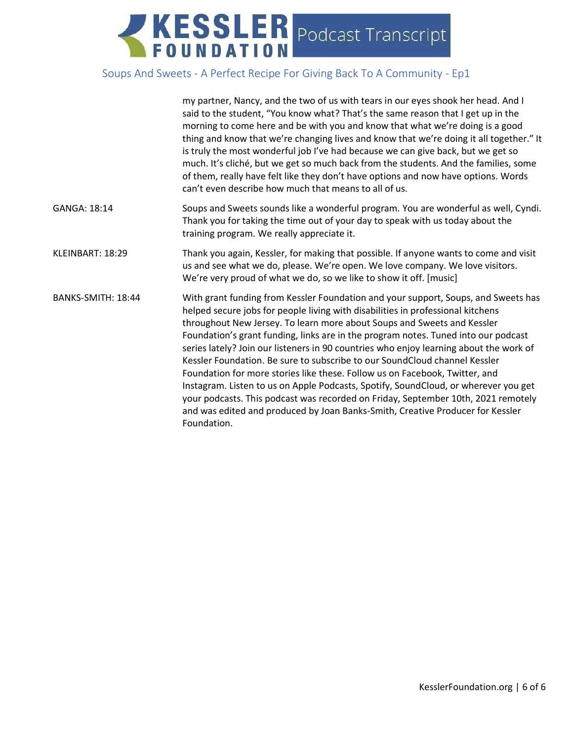my partner, Nancy, and the two of us with tears in our eyes shook her head. And I said to the student, "You know what? That's the same reason that I get up in the morning to come here and be with you and know that what we're doing is a good thing and know that we're changing lives and know that we're doing it all together." It is truly the most wonderful job I've had because we can give back, but we get so much. It's cliché, but we get so much back from the students. And the families, some of them, really have felt like they don't have options and now have options. Words can't even describe how much that means to all of us.

GANGA: 18:14

Soups and Sweets sounds like a wonderful program. You are wonderful as well, Cyndi. Thank you for taking the time out of your day to speak with us today about the training program. We really appreciate it.

KLEINBART: 18:29

Thank you again, Kessler, for making that possible. If anyone wants to come and visit us and see what we do, please. We're open. We love company. We love visitors. We're very proud of what we do, so we like to show it off. [music]

BANKS-SMITH: 18:44

With grant funding from Kessler Foundation and your support, Soups, and Sweets has helped secure jobs for people living with disabilities in professional kitchens throughout New Jersey. To learn more about Soups and Sweets and Kessler Foundation's grant funding, links are in the program notes. Tuned into our podcast series lately? Join our listeners in 90 countries who enjoy learning about the work of Kessler Foundation. Be sure to subscribe to our SoundCloud channel Kessler Foundation for more stories like these. Follow us on Facebook, Twitter, and Instagram. Listen to us on Apple Podcasts, Spotify, SoundCloud, or wherever you get your podcasts. This podcast was recorded on Friday, September 10th, 2021 remotely and was edited and produced by Joan Banks-Smith, Creative Producer for Kessler Foundation.